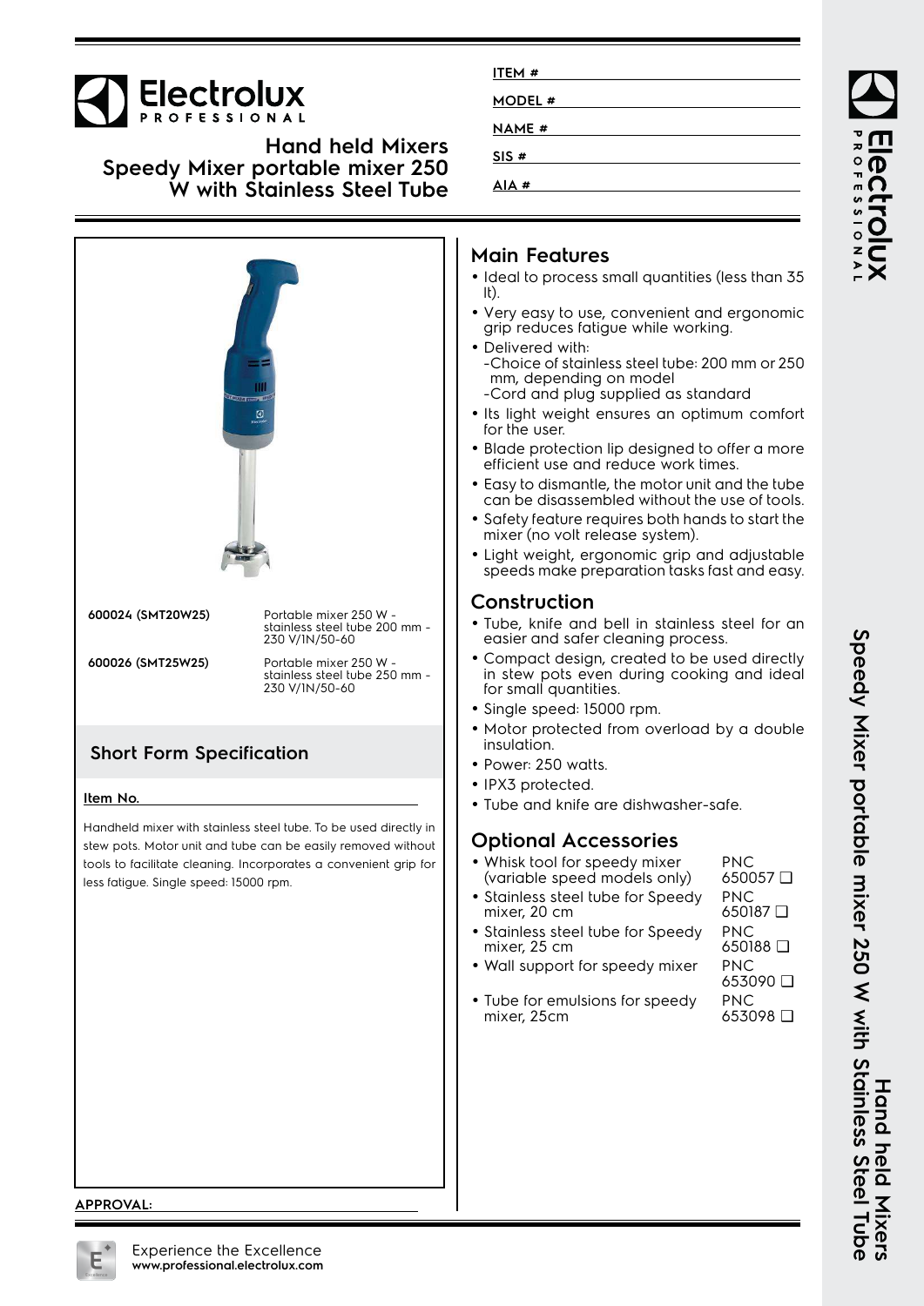# Electrolux PROFESSIONAL

## Hand held Mixers
## Speedy Mixer portable mixer 250 W with Stainless Steel Tube

ITEM # ______________________

MODEL # ______________________

NAME # ______________________

SIS # ______________________

AIA # ______________________

| | |
|---|---|
| **600024 (SMT20W25)** | Portable mixer 250 W - stainless steel tube 200 mm - 230 V/1N/50-60 |
| **600026 (SMT25W25)** | Portable mixer 250 W - stainless steel tube 250 mm - 230 V/1N/50-60 |

## Short Form Specification

**Item No.** ______________________

Handheld mixer with stainless steel tube. To be used directly in stew pots. Motor unit and tube can be easily removed without tools to facilitate cleaning. Incorporates a convenient grip for less fatigue. Single speed: 15000 rpm.

## Main Features

- Ideal to process small quantities (less than 35 lt).
- Very easy to use, convenient and ergonomic grip reduces fatigue while working.
- Delivered with:
  -Choice of stainless steel tube: 200 mm or 250 mm, depending on model
  -Cord and plug supplied as standard
- Its light weight ensures an optimum comfort for the user.
- Blade protection lip designed to offer a more efficient use and reduce work times.
- Easy to dismantle, the motor unit and the tube can be disassembled without the use of tools.
- Safety feature requires both hands to start the mixer (no volt release system).
- Light weight, ergonomic grip and adjustable speeds make preparation tasks fast and easy.

## Construction

- Tube, knife and bell in stainless steel for an easier and safer cleaning process.
- Compact design, created to be used directly in stew pots even during cooking and ideal for small quantities.
- Single speed: 15000 rpm.
- Motor protected from overload by a double insulation.
- Power: 250 watts.
- IPX3 protected.
- Tube and knife are dishwasher-safe.

## Optional Accessories

| | |
|---|---|
| • Whisk tool for speedy mixer (variable speed models only) | PNC 650057 ❑ |
| • Stainless steel tube for Speedy mixer, 20 cm | PNC 650187 ❑ |
| • Stainless steel tube for Speedy mixer, 25 cm | PNC 650188 ❑ |
| • Wall support for speedy mixer | PNC 653090 ❑ |
| • Tube for emulsions for speedy mixer, 25cm | PNC 653098 ❑ |

**APPROVAL:** ______________________

Experience the Excellence
**www.professional.electrolux.com**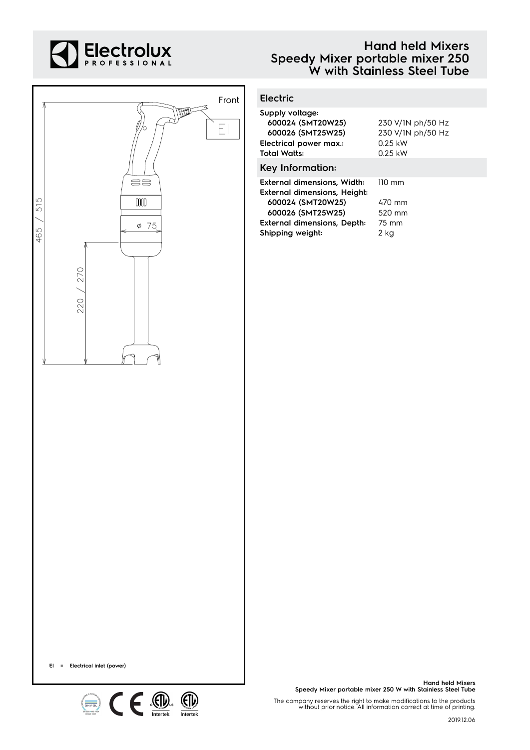# Hand held Mixers
# Speedy Mixer portable mixer 250 W with Stainless Steel Tube

Front

EI

465 / 515

220 / 270

ø 75

EI = Electrical inlet (power)

## Electric

| | |
|---|---|
| **Supply voltage:** | |
| **600024 (SMT20W25)** | 230 V/1N ph/50 Hz |
| **600026 (SMT25W25)** | 230 V/1N ph/50 Hz |
| **Electrical power max.:** | 0.25 kW |
| **Total Watts:** | 0.25 kW |

## Key Information:

| | |
|---|---|
| **External dimensions, Width:** | 110 mm |
| **External dimensions, Height:** | |
| **600024 (SMT20W25)** | 470 mm |
| **600026 (SMT25W25)** | 520 mm |
| **External dimensions, Depth:** | 75 mm |
| **Shipping weight:** | 2 kg |

The company reserves the right to make modifications to the products without prior notice. All information correct at time of printing.

2019.12.06